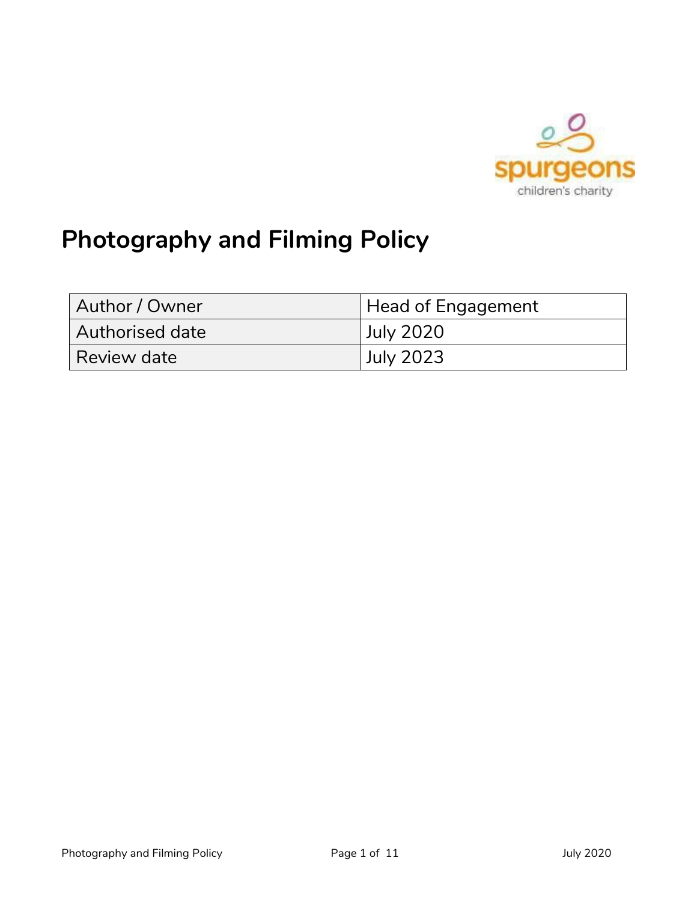# Photography and Filming Policy

| Author / Owner | Head of Engagement |
|---|---|
| Authorised date | July 2020 |
| Review date | July 2023 |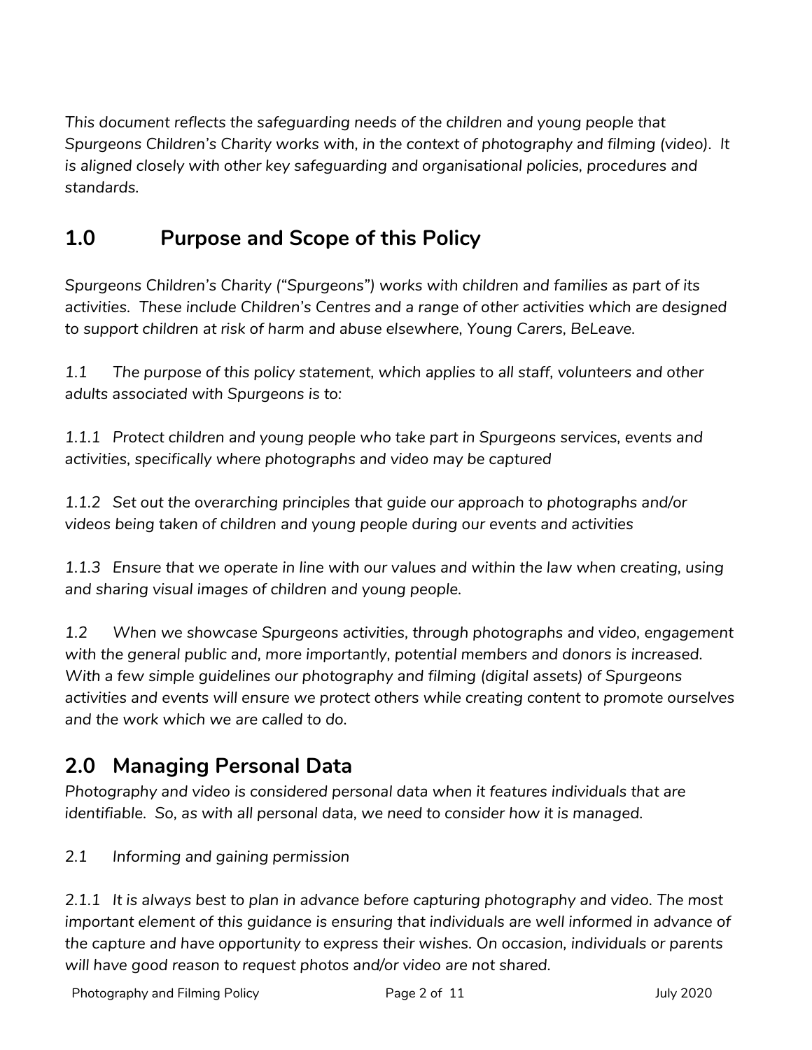*This document reflects the safeguarding needs of the children and young people that Spurgeons Children's Charity works with, in the context of photography and filming (video). It is aligned closely with other key safeguarding and organisational policies, procedures and standards.*

## 1.0 Purpose and Scope of this Policy

*Spurgeons Children's Charity ("Spurgeons") works with children and families as part of its activities. These include Children's Centres and a range of other activities which are designed to support children at risk of harm and abuse elsewhere, Young Carers, BeLeave.*

*1.1 The purpose of this policy statement, which applies to all staff, volunteers and other adults associated with Spurgeons is to:*

*1.1.1 Protect children and young people who take part in Spurgeons services, events and activities, specifically where photographs and video may be captured*

*1.1.2 Set out the overarching principles that guide our approach to photographs and/or videos being taken of children and young people during our events and activities*

*1.1.3 Ensure that we operate in line with our values and within the law when creating, using and sharing visual images of children and young people.*

*1.2 When we showcase Spurgeons activities, through photographs and video, engagement with the general public and, more importantly, potential members and donors is increased. With a few simple guidelines our photography and filming (digital assets) of Spurgeons activities and events will ensure we protect others while creating content to promote ourselves and the work which we are called to do.*

## 2.0 Managing Personal Data

*Photography and video is considered personal data when it features individuals that are identifiable. So, as with all personal data, we need to consider how it is managed.*

*2.1 Informing and gaining permission*

*2.1.1 It is always best to plan in advance before capturing photography and video. The most important element of this guidance is ensuring that individuals are well informed in advance of the capture and have opportunity to express their wishes. On occasion, individuals or parents will have good reason to request photos and/or video are not shared.*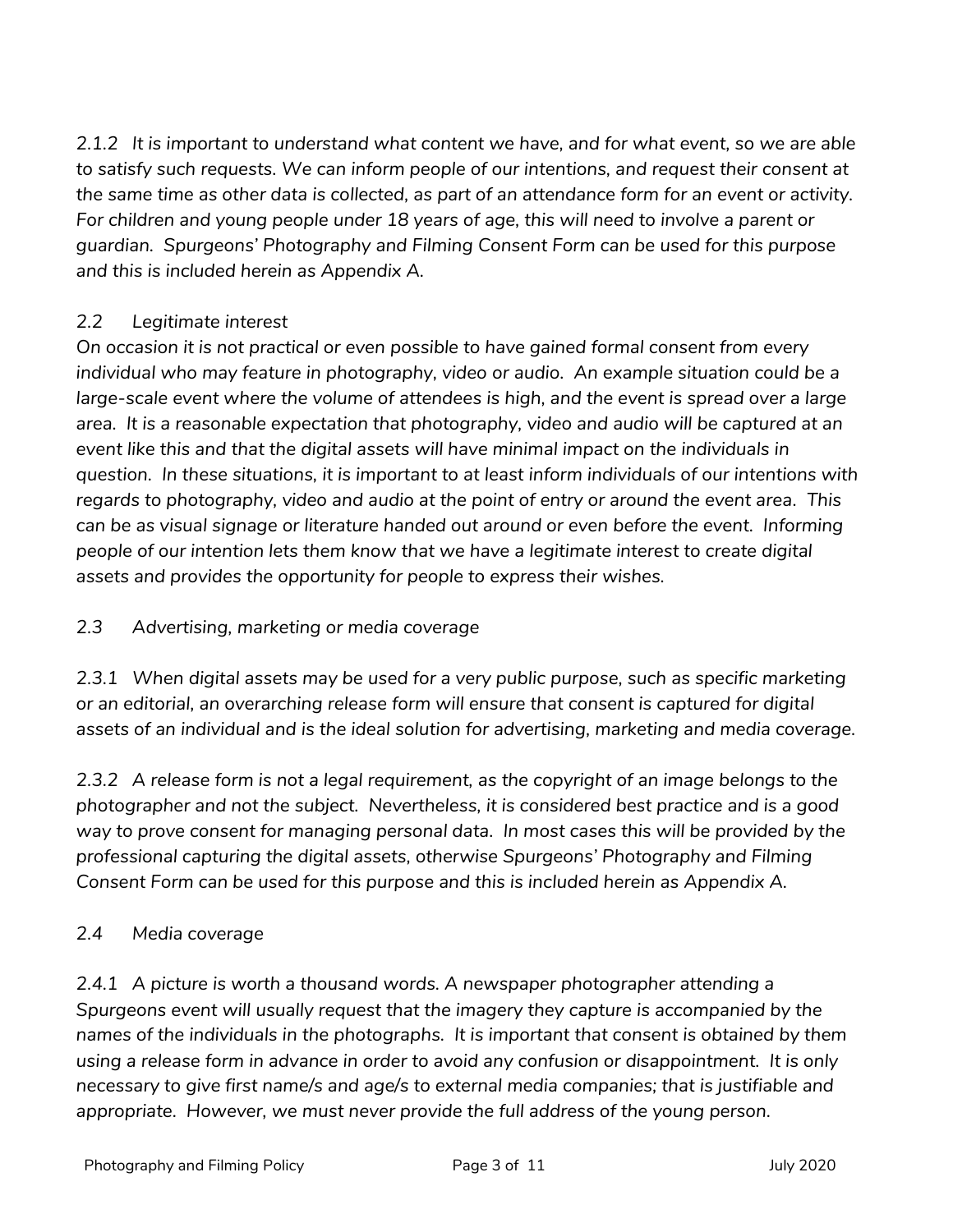*2.1.2 It is important to understand what content we have, and for what event, so we are able to satisfy such requests. We can inform people of our intentions, and request their consent at the same time as other data is collected, as part of an attendance form for an event or activity. For children and young people under 18 years of age, this will need to involve a parent or guardian. Spurgeons' Photography and Filming Consent Form can be used for this purpose and this is included herein as Appendix A.*

### *2.2 Legitimate interest*

*On occasion it is not practical or even possible to have gained formal consent from every individual who may feature in photography, video or audio. An example situation could be a large-scale event where the volume of attendees is high, and the event is spread over a large area. It is a reasonable expectation that photography, video and audio will be captured at an event like this and that the digital assets will have minimal impact on the individuals in question. In these situations, it is important to at least inform individuals of our intentions with regards to photography, video and audio at the point of entry or around the event area. This can be as visual signage or literature handed out around or even before the event. Informing people of our intention lets them know that we have a legitimate interest to create digital assets and provides the opportunity for people to express their wishes.*

### *2.3 Advertising, marketing or media coverage*

*2.3.1 When digital assets may be used for a very public purpose, such as specific marketing or an editorial, an overarching release form will ensure that consent is captured for digital assets of an individual and is the ideal solution for advertising, marketing and media coverage.*

*2.3.2 A release form is not a legal requirement, as the copyright of an image belongs to the photographer and not the subject. Nevertheless, it is considered best practice and is a good way to prove consent for managing personal data. In most cases this will be provided by the professional capturing the digital assets, otherwise Spurgeons' Photography and Filming Consent Form can be used for this purpose and this is included herein as Appendix A.*

### *2.4 Media coverage*

*2.4.1 A picture is worth a thousand words. A newspaper photographer attending a Spurgeons event will usually request that the imagery they capture is accompanied by the names of the individuals in the photographs. It is important that consent is obtained by them using a release form in advance in order to avoid any confusion or disappointment. It is only necessary to give first name/s and age/s to external media companies; that is justifiable and appropriate. However, we must never provide the full address of the young person.*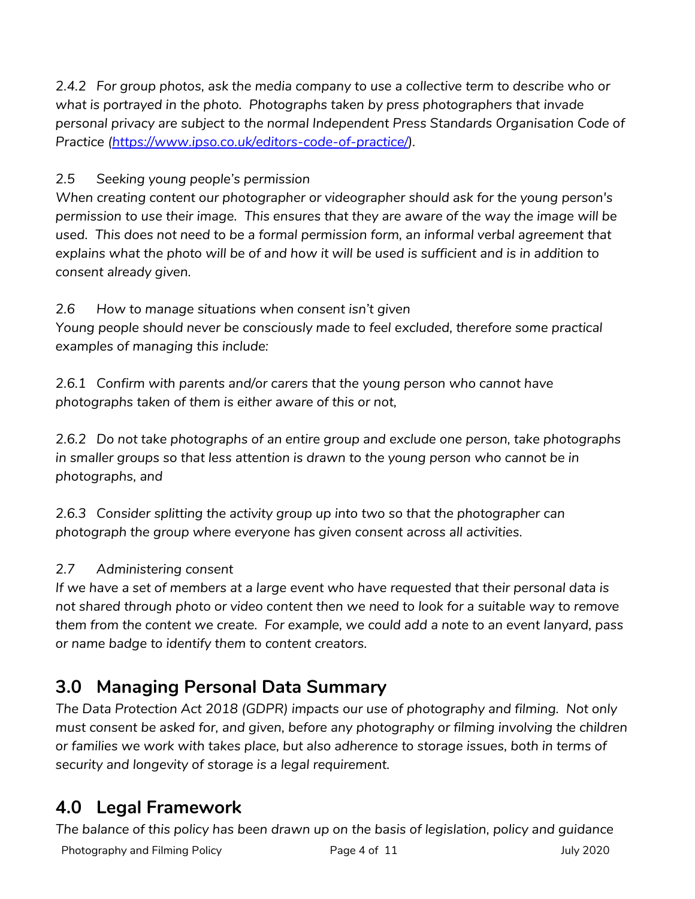*2.4.2 For group photos, ask the media company to use a collective term to describe who or what is portrayed in the photo. Photographs taken by press photographers that invade personal privacy are subject to the normal Independent Press Standards Organisation Code of Practice (*[https://www.ipso.co.uk/editors-code-of-practice/](https://www.ipso.co.uk/editors-code-of-practice/)*).*

*2.5 Seeking young people's permission*

*When creating content our photographer or videographer should ask for the young person's permission to use their image. This ensures that they are aware of the way the image will be used. This does not need to be a formal permission form, an informal verbal agreement that explains what the photo will be of and how it will be used is sufficient and is in addition to consent already given.*

*2.6 How to manage situations when consent isn't given*

*Young people should never be consciously made to feel excluded, therefore some practical examples of managing this include:*

*2.6.1 Confirm with parents and/or carers that the young person who cannot have photographs taken of them is either aware of this or not,*

*2.6.2 Do not take photographs of an entire group and exclude one person, take photographs in smaller groups so that less attention is drawn to the young person who cannot be in photographs, and*

*2.6.3 Consider splitting the activity group up into two so that the photographer can photograph the group where everyone has given consent across all activities.*

*2.7 Administering consent*

*If we have a set of members at a large event who have requested that their personal data is not shared through photo or video content then we need to look for a suitable way to remove them from the content we create. For example, we could add a note to an event lanyard, pass or name badge to identify them to content creators.*

## 3.0 Managing Personal Data Summary

*The Data Protection Act 2018 (GDPR) impacts our use of photography and filming. Not only must consent be asked for, and given, before any photography or filming involving the children or families we work with takes place, but also adherence to storage issues, both in terms of security and longevity of storage is a legal requirement.*

## 4.0 Legal Framework

*The balance of this policy has been drawn up on the basis of legislation, policy and guidance*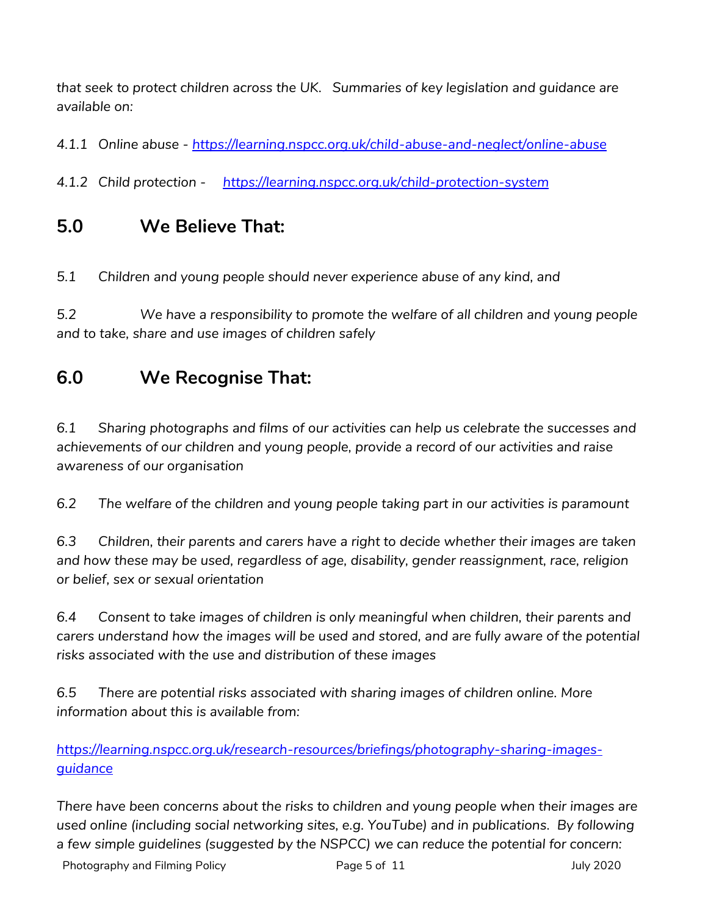*that seek to protect children across the UK. Summaries of key legislation and guidance are available on:*

*4.1.1 Online abuse -* [https://learning.nspcc.org.uk/child-abuse-and-neglect/online-abuse](https://learning.nspcc.org.uk/child-abuse-and-neglect/online-abuse)

*4.1.2 Child protection -* [https://learning.nspcc.org.uk/child-protection-system](https://learning.nspcc.org.uk/child-protection-system)

## 5.0 We Believe That:

*5.1 Children and young people should never experience abuse of any kind, and*

*5.2 We have a responsibility to promote the welfare of all children and young people and to take, share and use images of children safely*

## 6.0 We Recognise That:

*6.1 Sharing photographs and films of our activities can help us celebrate the successes and achievements of our children and young people, provide a record of our activities and raise awareness of our organisation*

*6.2 The welfare of the children and young people taking part in our activities is paramount*

*6.3 Children, their parents and carers have a right to decide whether their images are taken and how these may be used, regardless of age, disability, gender reassignment, race, religion or belief, sex or sexual orientation*

*6.4 Consent to take images of children is only meaningful when children, their parents and carers understand how the images will be used and stored, and are fully aware of the potential risks associated with the use and distribution of these images*

*6.5 There are potential risks associated with sharing images of children online. More information about this is available from:*

[https://learning.nspcc.org.uk/research-resources/briefings/photography-sharing-images-guidance](https://learning.nspcc.org.uk/research-resources/briefings/photography-sharing-images-guidance)

*There have been concerns about the risks to children and young people when their images are used online (including social networking sites, e.g. YouTube) and in publications. By following a few simple guidelines (suggested by the NSPCC) we can reduce the potential for concern:*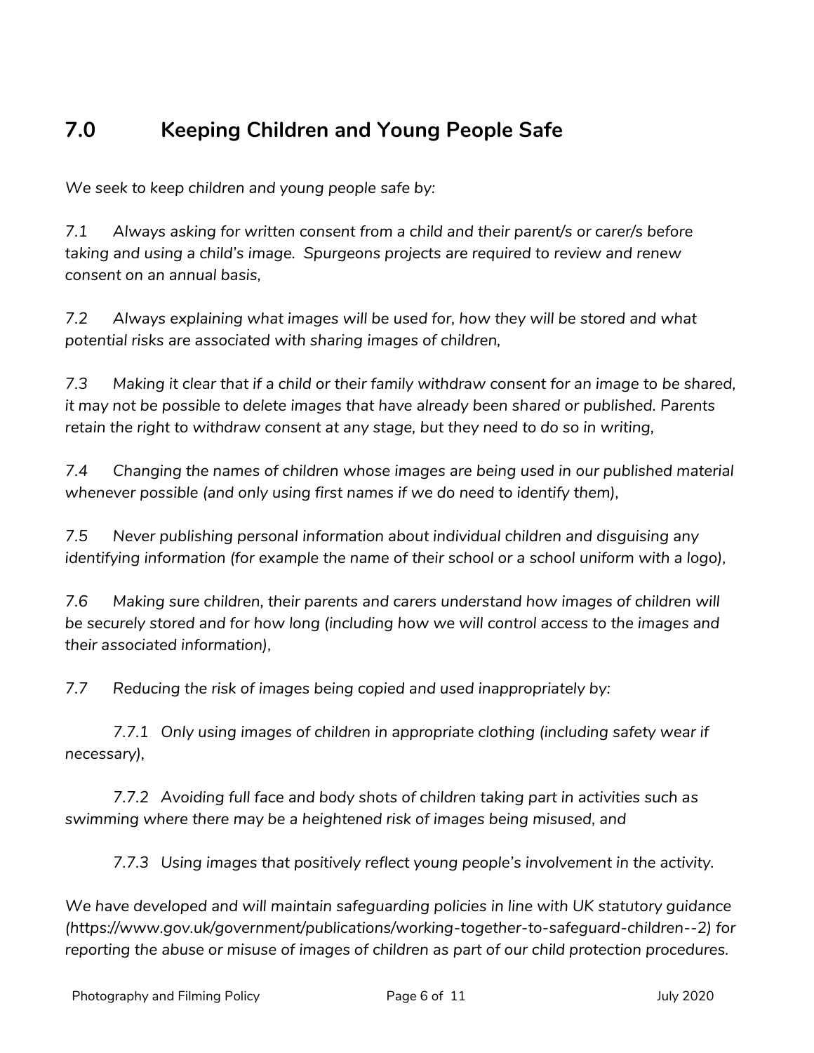## 7.0 Keeping Children and Young People Safe

*We seek to keep children and young people safe by:*

*7.1 Always asking for written consent from a child and their parent/s or carer/s before taking and using a child's image. Spurgeons projects are required to review and renew consent on an annual basis,*

*7.2 Always explaining what images will be used for, how they will be stored and what potential risks are associated with sharing images of children,*

*7.3 Making it clear that if a child or their family withdraw consent for an image to be shared, it may not be possible to delete images that have already been shared or published. Parents retain the right to withdraw consent at any stage, but they need to do so in writing,*

*7.4 Changing the names of children whose images are being used in our published material whenever possible (and only using first names if we do need to identify them),*

*7.5 Never publishing personal information about individual children and disguising any identifying information (for example the name of their school or a school uniform with a logo),*

*7.6 Making sure children, their parents and carers understand how images of children will be securely stored and for how long (including how we will control access to the images and their associated information),*

*7.7 Reducing the risk of images being copied and used inappropriately by:*

*7.7.1 Only using images of children in appropriate clothing (including safety wear if necessary),*

*7.7.2 Avoiding full face and body shots of children taking part in activities such as swimming where there may be a heightened risk of images being misused, and*

*7.7.3 Using images that positively reflect young people's involvement in the activity.*

*We have developed and will maintain safeguarding policies in line with UK statutory guidance (https://www.gov.uk/government/publications/working-together-to-safeguard-children--2) for reporting the abuse or misuse of images of children as part of our child protection procedures.*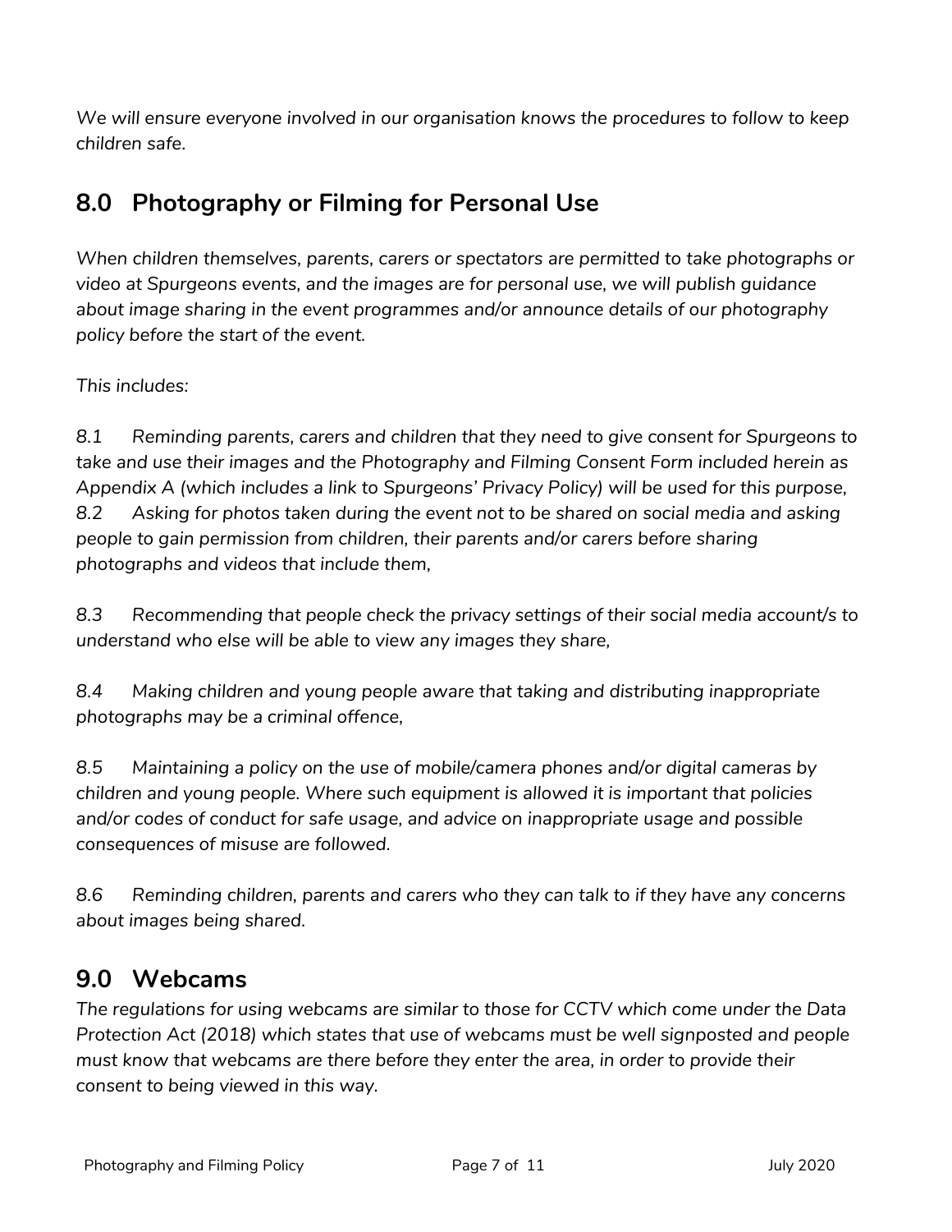*We will ensure everyone involved in our organisation knows the procedures to follow to keep children safe.*

## 8.0 Photography or Filming for Personal Use

*When children themselves, parents, carers or spectators are permitted to take photographs or video at Spurgeons events, and the images are for personal use, we will publish guidance about image sharing in the event programmes and/or announce details of our photography policy before the start of the event.*

*This includes:*

*8.1 Reminding parents, carers and children that they need to give consent for Spurgeons to take and use their images and the Photography and Filming Consent Form included herein as Appendix A (which includes a link to Spurgeons' Privacy Policy) will be used for this purpose,*
*8.2 Asking for photos taken during the event not to be shared on social media and asking people to gain permission from children, their parents and/or carers before sharing photographs and videos that include them,*

*8.3 Recommending that people check the privacy settings of their social media account/s to understand who else will be able to view any images they share,*

*8.4 Making children and young people aware that taking and distributing inappropriate photographs may be a criminal offence,*

*8.5 Maintaining a policy on the use of mobile/camera phones and/or digital cameras by children and young people. Where such equipment is allowed it is important that policies and/or codes of conduct for safe usage, and advice on inappropriate usage and possible consequences of misuse are followed.*

*8.6 Reminding children, parents and carers who they can talk to if they have any concerns about images being shared.*

## 9.0 Webcams

*The regulations for using webcams are similar to those for CCTV which come under the Data Protection Act (2018) which states that use of webcams must be well signposted and people must know that webcams are there before they enter the area, in order to provide their consent to being viewed in this way.*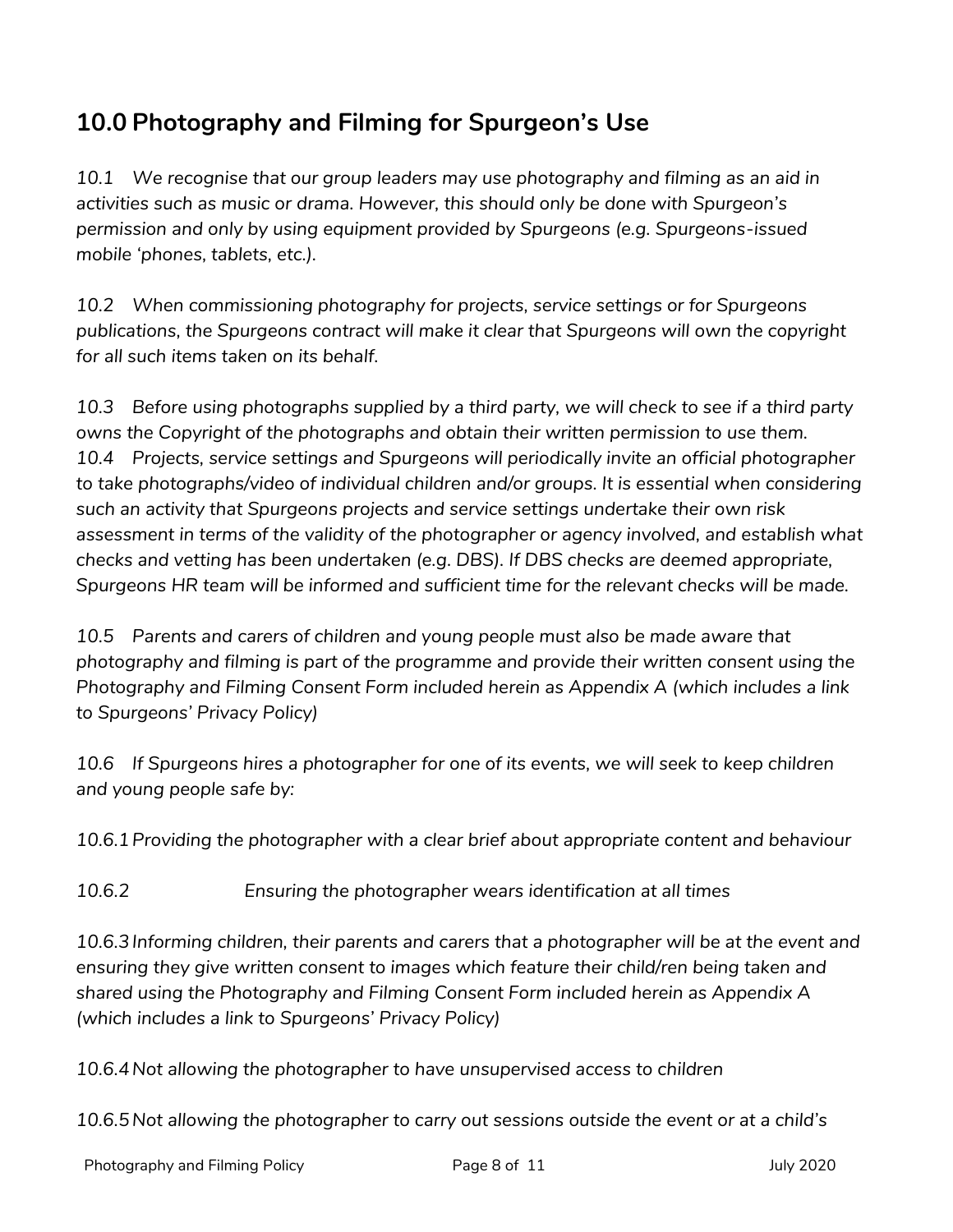## 10.0 Photography and Filming for Spurgeon's Use

*10.1 We recognise that our group leaders may use photography and filming as an aid in activities such as music or drama. However, this should only be done with Spurgeon's permission and only by using equipment provided by Spurgeons (e.g. Spurgeons-issued mobile 'phones, tablets, etc.).*

*10.2 When commissioning photography for projects, service settings or for Spurgeons publications, the Spurgeons contract will make it clear that Spurgeons will own the copyright for all such items taken on its behalf.*

*10.3 Before using photographs supplied by a third party, we will check to see if a third party owns the Copyright of the photographs and obtain their written permission to use them.*

*10.4 Projects, service settings and Spurgeons will periodically invite an official photographer to take photographs/video of individual children and/or groups. It is essential when considering such an activity that Spurgeons projects and service settings undertake their own risk assessment in terms of the validity of the photographer or agency involved, and establish what checks and vetting has been undertaken (e.g. DBS). If DBS checks are deemed appropriate, Spurgeons HR team will be informed and sufficient time for the relevant checks will be made.*

*10.5 Parents and carers of children and young people must also be made aware that photography and filming is part of the programme and provide their written consent using the Photography and Filming Consent Form included herein as Appendix A (which includes a link to Spurgeons' Privacy Policy)*

*10.6 If Spurgeons hires a photographer for one of its events, we will seek to keep children and young people safe by:*

*10.6.1 Providing the photographer with a clear brief about appropriate content and behaviour*

*10.6.2 Ensuring the photographer wears identification at all times*

*10.6.3 Informing children, their parents and carers that a photographer will be at the event and ensuring they give written consent to images which feature their child/ren being taken and shared using the Photography and Filming Consent Form included herein as Appendix A (which includes a link to Spurgeons' Privacy Policy)*

*10.6.4 Not allowing the photographer to have unsupervised access to children*

*10.6.5 Not allowing the photographer to carry out sessions outside the event or at a child's*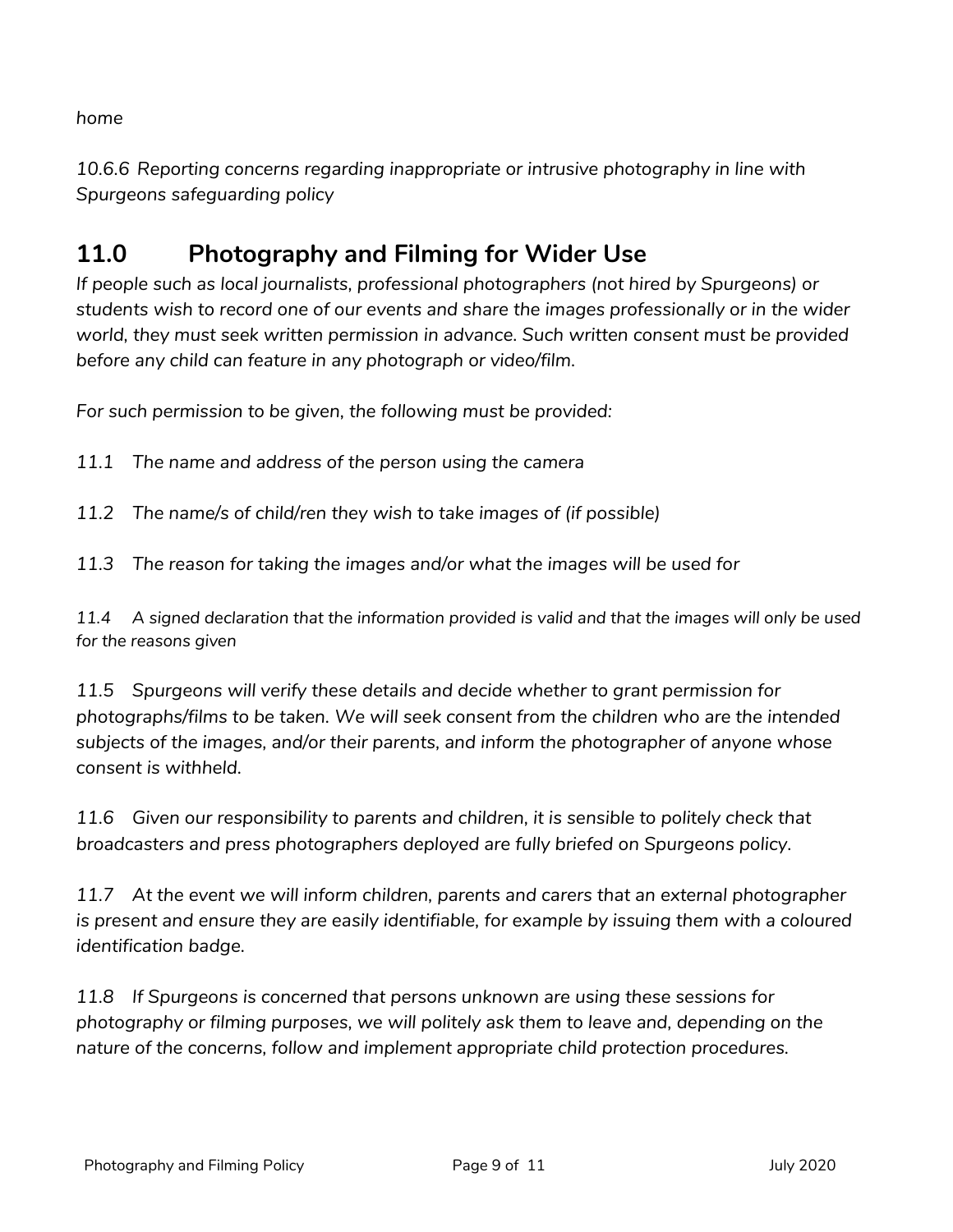*home*

*10.6.6 Reporting concerns regarding inappropriate or intrusive photography in line with Spurgeons safeguarding policy*

## 11.0 Photography and Filming for Wider Use

*If people such as local journalists, professional photographers (not hired by Spurgeons) or students wish to record one of our events and share the images professionally or in the wider world, they must seek written permission in advance. Such written consent must be provided before any child can feature in any photograph or video/film.*

*For such permission to be given, the following must be provided:*

*11.1 The name and address of the person using the camera*

*11.2 The name/s of child/ren they wish to take images of (if possible)*

*11.3 The reason for taking the images and/or what the images will be used for*

*11.4 A signed declaration that the information provided is valid and that the images will only be used for the reasons given*

*11.5 Spurgeons will verify these details and decide whether to grant permission for photographs/films to be taken. We will seek consent from the children who are the intended subjects of the images, and/or their parents, and inform the photographer of anyone whose consent is withheld.*

*11.6 Given our responsibility to parents and children, it is sensible to politely check that broadcasters and press photographers deployed are fully briefed on Spurgeons policy.*

*11.7 At the event we will inform children, parents and carers that an external photographer is present and ensure they are easily identifiable, for example by issuing them with a coloured identification badge.*

*11.8 If Spurgeons is concerned that persons unknown are using these sessions for photography or filming purposes, we will politely ask them to leave and, depending on the nature of the concerns, follow and implement appropriate child protection procedures.*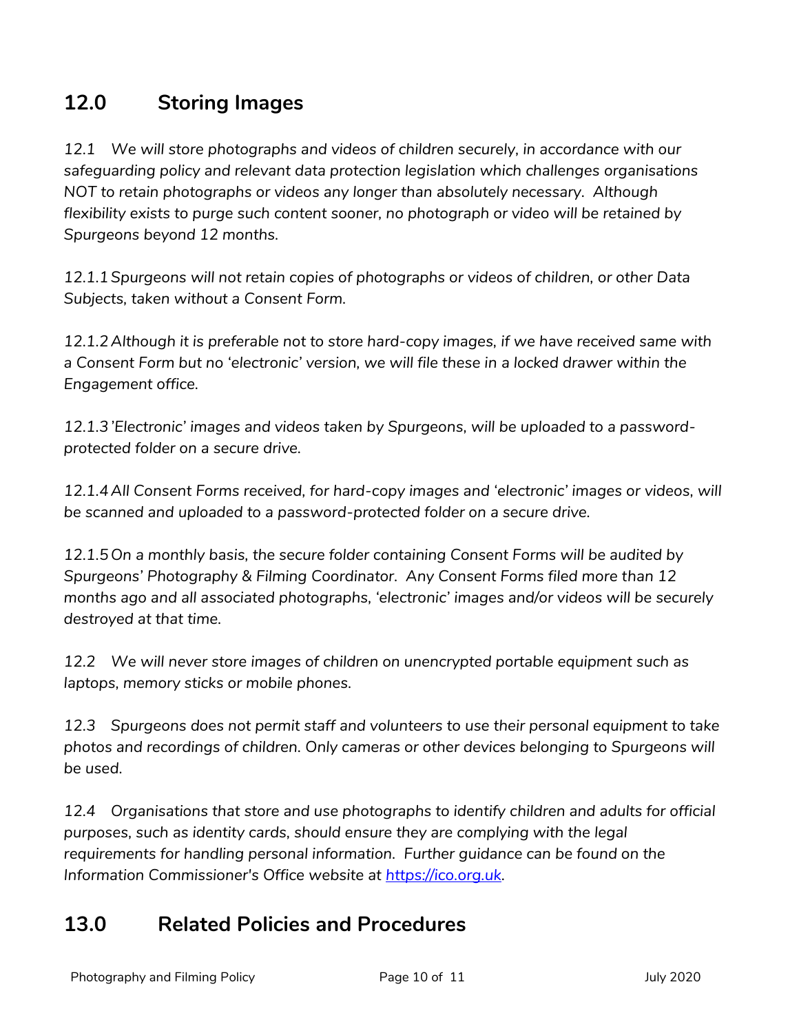## 12.0 Storing Images

*12.1 We will store photographs and videos of children securely, in accordance with our safeguarding policy and relevant data protection legislation which challenges organisations NOT to retain photographs or videos any longer than absolutely necessary. Although flexibility exists to purge such content sooner, no photograph or video will be retained by Spurgeons beyond 12 months.*

*12.1.1 Spurgeons will not retain copies of photographs or videos of children, or other Data Subjects, taken without a Consent Form.*

*12.1.2 Although it is preferable not to store hard-copy images, if we have received same with a Consent Form but no 'electronic' version, we will file these in a locked drawer within the Engagement office.*

*12.1.3 'Electronic' images and videos taken by Spurgeons, will be uploaded to a password-protected folder on a secure drive.*

*12.1.4 All Consent Forms received, for hard-copy images and 'electronic' images or videos, will be scanned and uploaded to a password-protected folder on a secure drive.*

*12.1.5 On a monthly basis, the secure folder containing Consent Forms will be audited by Spurgeons' Photography & Filming Coordinator. Any Consent Forms filed more than 12 months ago and all associated photographs, 'electronic' images and/or videos will be securely destroyed at that time.*

*12.2 We will never store images of children on unencrypted portable equipment such as laptops, memory sticks or mobile phones.*

*12.3 Spurgeons does not permit staff and volunteers to use their personal equipment to take photos and recordings of children. Only cameras or other devices belonging to Spurgeons will be used.*

*12.4 Organisations that store and use photographs to identify children and adults for official purposes, such as identity cards, should ensure they are complying with the legal requirements for handling personal information. Further guidance can be found on the Information Commissioner's Office website at [https://ico.org.uk](https://ico.org.uk).*

## 13.0 Related Policies and Procedures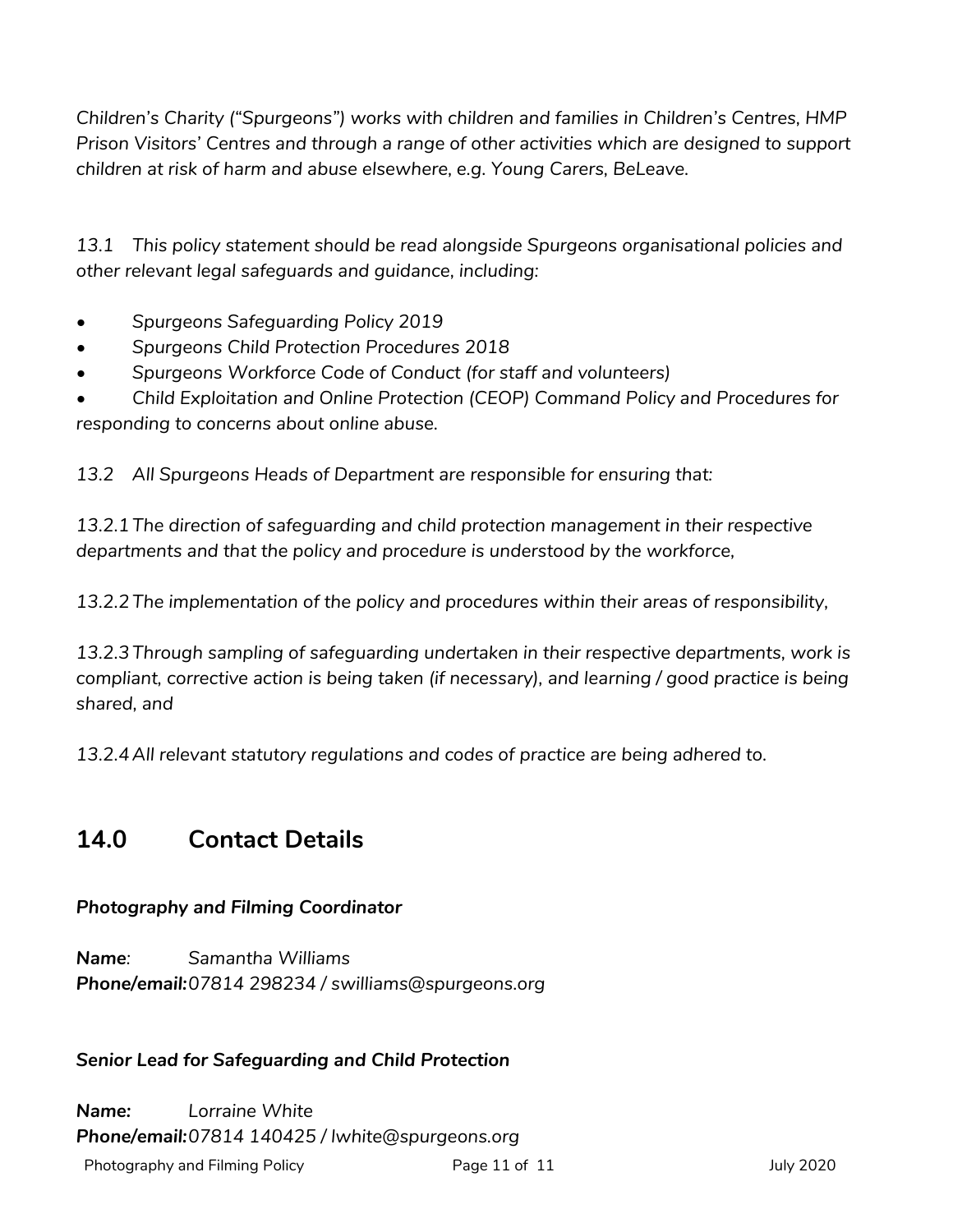*Children's Charity ("Spurgeons") works with children and families in Children's Centres, HMP Prison Visitors' Centres and through a range of other activities which are designed to support children at risk of harm and abuse elsewhere, e.g. Young Carers, BeLeave.*

*13.1 This policy statement should be read alongside Spurgeons organisational policies and other relevant legal safeguards and guidance, including:*

- *Spurgeons Safeguarding Policy 2019*
- *Spurgeons Child Protection Procedures 2018*
- *Spurgeons Workforce Code of Conduct (for staff and volunteers)*
- *Child Exploitation and Online Protection (CEOP) Command Policy and Procedures for responding to concerns about online abuse.*

*13.2 All Spurgeons Heads of Department are responsible for ensuring that:*

*13.2.1 The direction of safeguarding and child protection management in their respective departments and that the policy and procedure is understood by the workforce,*

*13.2.2 The implementation of the policy and procedures within their areas of responsibility,*

*13.2.3 Through sampling of safeguarding undertaken in their respective departments, work is compliant, corrective action is being taken (if necessary), and learning / good practice is being shared, and*

*13.2.4 All relevant statutory regulations and codes of practice are being adhered to.*

## 14.0 Contact Details

***Photography and Filming Coordinator***

***Name***: *Samantha Williams*
***Phone/email:*** *07814 298234 / swilliams@spurgeons.org*

***Senior Lead for Safeguarding and Child Protection***

***Name:*** *Lorraine White*
***Phone/email:*** *07814 140425 / lwhite@spurgeons.org*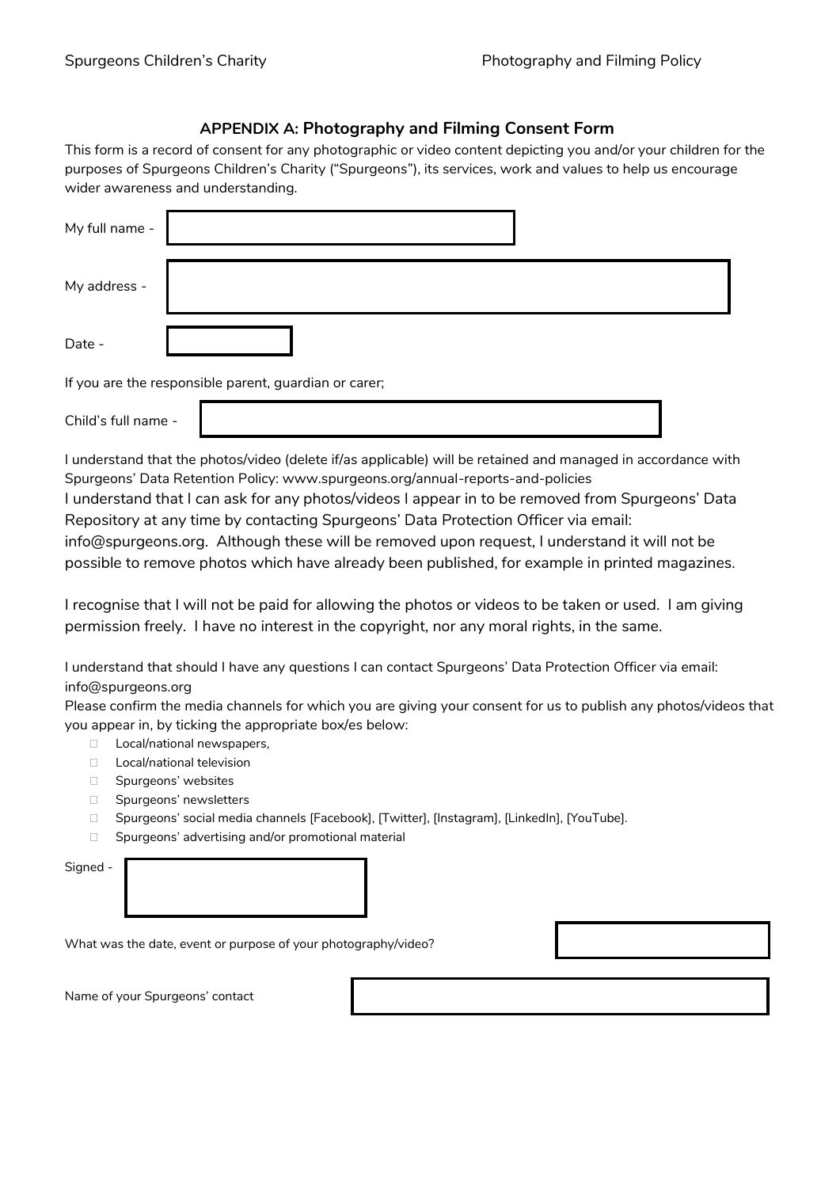## APPENDIX A: Photography and Filming Consent Form

This form is a record of consent for any photographic or video content depicting you and/or your children for the purposes of Spurgeons Children's Charity ("Spurgeons"), its services, work and values to help us encourage wider awareness and understanding.

My full name -

My address -

Date -

If you are the responsible parent, guardian or carer;

Child's full name -

I understand that the photos/video (delete if/as applicable) will be retained and managed in accordance with Spurgeons' Data Retention Policy: www.spurgeons.org/annual-reports-and-policies

I understand that I can ask for any photos/videos I appear in to be removed from Spurgeons' Data Repository at any time by contacting Spurgeons' Data Protection Officer via email: info@spurgeons.org. Although these will be removed upon request, I understand it will not be possible to remove photos which have already been published, for example in printed magazines.

I recognise that I will not be paid for allowing the photos or videos to be taken or used. I am giving permission freely. I have no interest in the copyright, nor any moral rights, in the same.

I understand that should I have any questions I can contact Spurgeons' Data Protection Officer via email: info@spurgeons.org

Please confirm the media channels for which you are giving your consent for us to publish any photos/videos that you appear in, by ticking the appropriate box/es below:

- ☐ Local/national newspapers,
- ☐ Local/national television
- ☐ Spurgeons' websites
- ☐ Spurgeons' newsletters
- ☐ Spurgeons' social media channels [Facebook], [Twitter], [Instagram], [LinkedIn], [YouTube].
- ☐ Spurgeons' advertising and/or promotional material

Signed -

What was the date, event or purpose of your photography/video?

Name of your Spurgeons' contact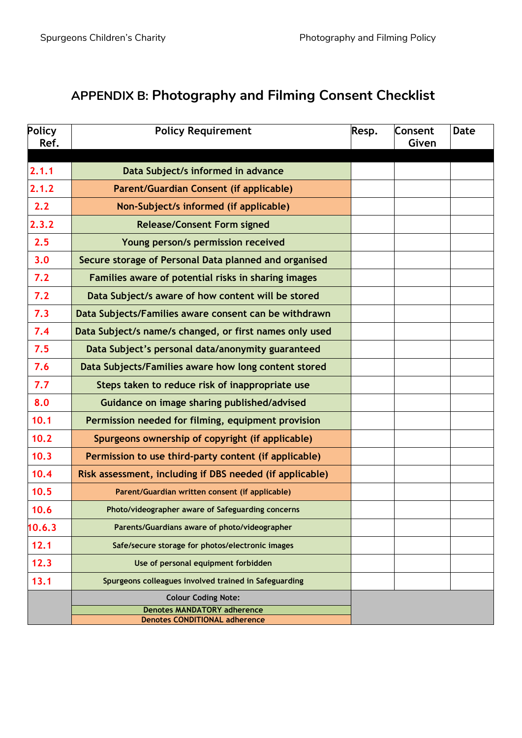# APPENDIX B: Photography and Filming Consent Checklist

| Policy Ref. | Policy Requirement | Resp. | Consent Given | Date |
|---|---|---|---|---|
| 2.1.1 | Data Subject/s informed in advance | | | |
| 2.1.2 | Parent/Guardian Consent (if applicable) | | | |
| 2.2 | Non-Subject/s informed (if applicable) | | | |
| 2.3.2 | Release/Consent Form signed | | | |
| 2.5 | Young person/s permission received | | | |
| 3.0 | Secure storage of Personal Data planned and organised | | | |
| 7.2 | Families aware of potential risks in sharing images | | | |
| 7.2 | Data Subject/s aware of how content will be stored | | | |
| 7.3 | Data Subjects/Families aware consent can be withdrawn | | | |
| 7.4 | Data Subject/s name/s changed, or first names only used | | | |
| 7.5 | Data Subject's personal data/anonymity guaranteed | | | |
| 7.6 | Data Subjects/Families aware how long content stored | | | |
| 7.7 | Steps taken to reduce risk of inappropriate use | | | |
| 8.0 | Guidance on image sharing published/advised | | | |
| 10.1 | Permission needed for filming, equipment provision | | | |
| 10.2 | Spurgeons ownership of copyright (if applicable) | | | |
| 10.3 | Permission to use third-party content (if applicable) | | | |
| 10.4 | Risk assessment, including if DBS needed (if applicable) | | | |
| 10.5 | Parent/Guardian written consent (if applicable) | | | |
| 10.6 | Photo/videographer aware of Safeguarding concerns | | | |
| 10.6.3 | Parents/Guardians aware of photo/videographer | | | |
| 12.1 | Safe/secure storage for photos/electronic images | | | |
| 12.3 | Use of personal equipment forbidden | | | |
| 13.1 | Spurgeons colleagues involved trained in Safeguarding | | | |
| | Colour Coding Note: | | | |
| | Denotes MANDATORY adherence | | | |
| | Denotes CONDITIONAL adherence | | | |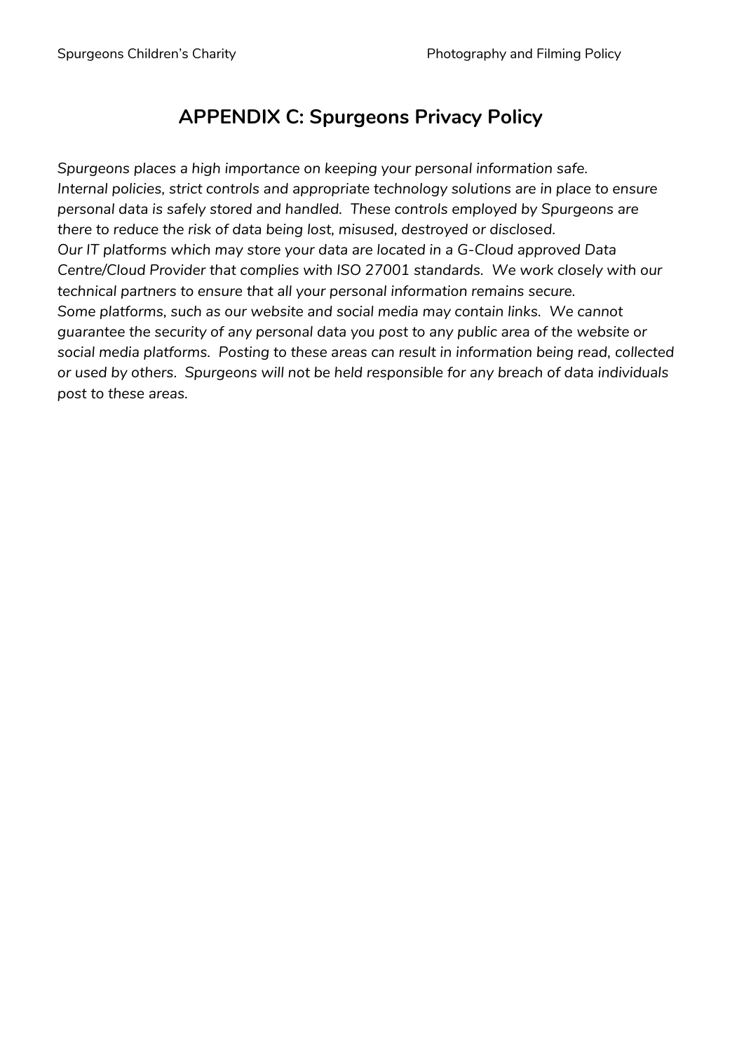# APPENDIX C: Spurgeons Privacy Policy

*Spurgeons places a high importance on keeping your personal information safe.*
*Internal policies, strict controls and appropriate technology solutions are in place to ensure personal data is safely stored and handled. These controls employed by Spurgeons are there to reduce the risk of data being lost, misused, destroyed or disclosed.*
*Our IT platforms which may store your data are located in a G-Cloud approved Data Centre/Cloud Provider that complies with ISO 27001 standards. We work closely with our technical partners to ensure that all your personal information remains secure.*
*Some platforms, such as our website and social media may contain links. We cannot guarantee the security of any personal data you post to any public area of the website or social media platforms. Posting to these areas can result in information being read, collected or used by others. Spurgeons will not be held responsible for any breach of data individuals post to these areas.*